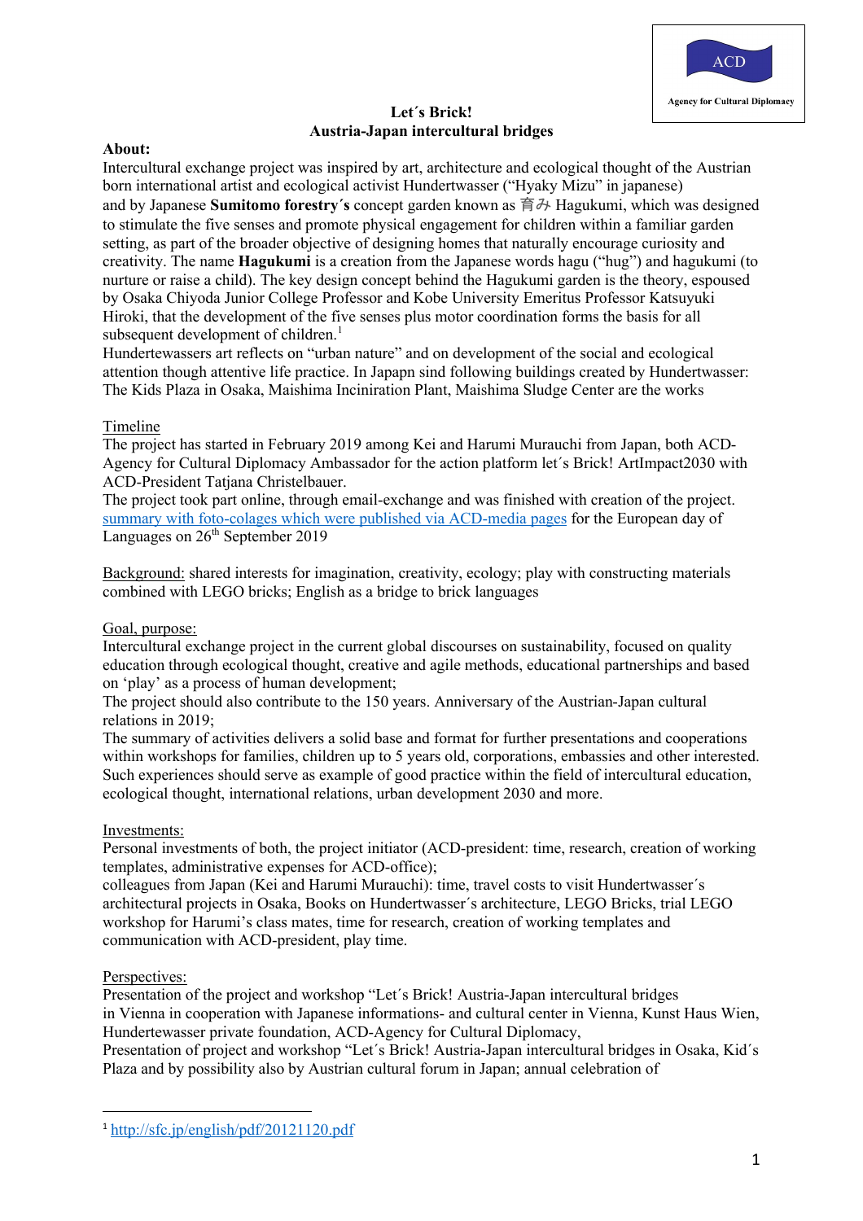ACD

Agency for Cultural Diplomacy

**Let´s Brick!**
**Austria-Japan intercultural bridges**

**About:**
Intercultural exchange project was inspired by art, architecture and ecological thought of the Austrian born international artist and ecological activist Hundertwasser ("Hyaky Mizu" in japanese) and by Japanese **Sumitomo forestry´s** concept garden known as 育み Hagukumi, which was designed to stimulate the five senses and promote physical engagement for children within a familiar garden setting, as part of the broader objective of designing homes that naturally encourage curiosity and creativity. The name **Hagukumi** is a creation from the Japanese words hagu ("hug") and hagukumi (to nurture or raise a child). The key design concept behind the Hagukumi garden is the theory, espoused by Osaka Chiyoda Junior College Professor and Kobe University Emeritus Professor Katsuyuki Hiroki, that the development of the five senses plus motor coordination forms the basis for all subsequent development of children.[1]
Hundertewassers art reflects on "urban nature" and on development of the social and ecological attention though attentive life practice. In Japapn sind following buildings created by Hundertwasser: The Kids Plaza in Osaka, Maishima Inciniration Plant, Maishima Sludge Center are the works

<u>Timeline</u>
The project has started in February 2019 among Kei and Harumi Murauchi from Japan, both ACD-Agency for Cultural Diplomacy Ambassador for the action platform let´s Brick! ArtImpact2030 with ACD-President Tatjana Christelbauer.
The project took part online, through email-exchange and was finished with creation of the project. [summary with foto-colages which were published via ACD-media pages]() for the European day of Languages on 26th September 2019

<u>Background:</u> shared interests for imagination, creativity, ecology; play with constructing materials combined with LEGO bricks; English as a bridge to brick languages

<u>Goal, purpose:</u>
Intercultural exchange project in the current global discourses on sustainability, focused on quality education through ecological thought, creative and agile methods, educational partnerships and based on 'play' as a process of human development;
The project should also contribute to the 150 years. Anniversary of the Austrian-Japan cultural relations in 2019;
The summary of activities delivers a solid base and format for further presentations and cooperations within workshops for families, children up to 5 years old, corporations, embassies and other interested. Such experiences should serve as example of good practice within the field of intercultural education, ecological thought, international relations, urban development 2030 and more.

<u>Investments:</u>
Personal investments of both, the project initiator (ACD-president: time, research, creation of working templates, administrative expenses for ACD-office);
colleagues from Japan (Kei and Harumi Murauchi): time, travel costs to visit Hundertwasser´s architectural projects in Osaka, Books on Hundertwasser´s architecture, LEGO Bricks, trial LEGO workshop for Harumi's class mates, time for research, creation of working templates and communication with ACD-president, play time.

<u>Perspectives:</u>
Presentation of the project and workshop "Let´s Brick! Austria-Japan intercultural bridges in Vienna in cooperation with Japanese informations- and cultural center in Vienna, Kunst Haus Wien, Hundertewasser private foundation, ACD-Agency for Cultural Diplomacy,
Presentation of project and workshop "Let´s Brick! Austria-Japan intercultural bridges in Osaka, Kid´s Plaza and by possibility also by Austrian cultural forum in Japan; annual celebration of

---

[1] http://sfc.jp/english/pdf/20121120.pdf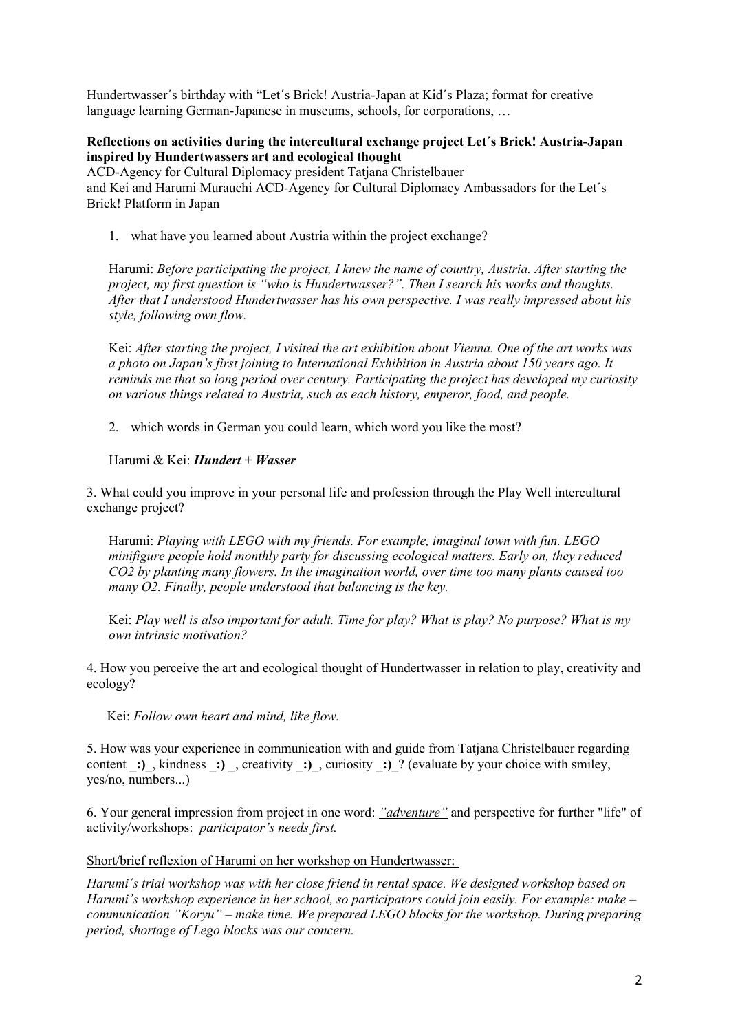Hundertwasser´s birthday with "Let´s Brick! Austria-Japan at Kid´s Plaza; format for creative language learning German-Japanese in museums, schools, for corporations, …

**Reflections on activities during the intercultural exchange project Let´s Brick! Austria-Japan inspired by Hundertwassers art and ecological thought**

ACD-Agency for Cultural Diplomacy president Tatjana Christelbauer
and Kei and Harumi Murauchi ACD-Agency for Cultural Diplomacy Ambassadors for the Let´s Brick! Platform in Japan

1. what have you learned about Austria within the project exchange?

   Harumi: *Before participating the project, I knew the name of country, Austria. After starting the project, my first question is "who is Hundertwasser?". Then I search his works and thoughts. After that I understood Hundertwasser has his own perspective. I was really impressed about his style, following own flow.*

   Kei: *After starting the project, I visited the art exhibition about Vienna. One of the art works was a photo on Japan's first joining to International Exhibition in Austria about 150 years ago. It reminds me that so long period over century. Participating the project has developed my curiosity on various things related to Austria, such as each history, emperor, food, and people.*

2. which words in German you could learn, which word you like the most?

   Harumi & Kei: ***Hundert + Wasser***

3. What could you improve in your personal life and profession through the Play Well intercultural exchange project?

   Harumi: *Playing with LEGO with my friends. For example, imaginal town with fun. LEGO minifigure people hold monthly party for discussing ecological matters. Early on, they reduced $CO_2$ by planting many flowers. In the imagination world, over time too many plants caused too many $O_2$. Finally, people understood that balancing is the key.*

   Kei: *Play well is also important for adult. Time for play? What is play? No purpose? What is my own intrinsic motivation?*

4. How you perceive the art and ecological thought of Hundertwasser in relation to play, creativity and ecology?

   Kei: *Follow own heart and mind, like flow.*

5. How was your experience in communication with and guide from Tatjana Christelbauer regarding content _**:)**_, kindness _**:)** _, creativity _**:)**_, curiosity _**:)**_? (evaluate by your choice with smiley, yes/no, numbers...)

6. Your general impression from project in one word: *"adventure"* and perspective for further "life" of activity/workshops: *participator's needs first.*

Short/brief reflexion of Harumi on her workshop on Hundertwasser:

*Harumi´s trial workshop was with her close friend in rental space. We designed workshop based on Harumi's workshop experience in her school, so participators could join easily. For example: make – communication "Koryu" – make time. We prepared LEGO blocks for the workshop. During preparing period, shortage of Lego blocks was our concern.*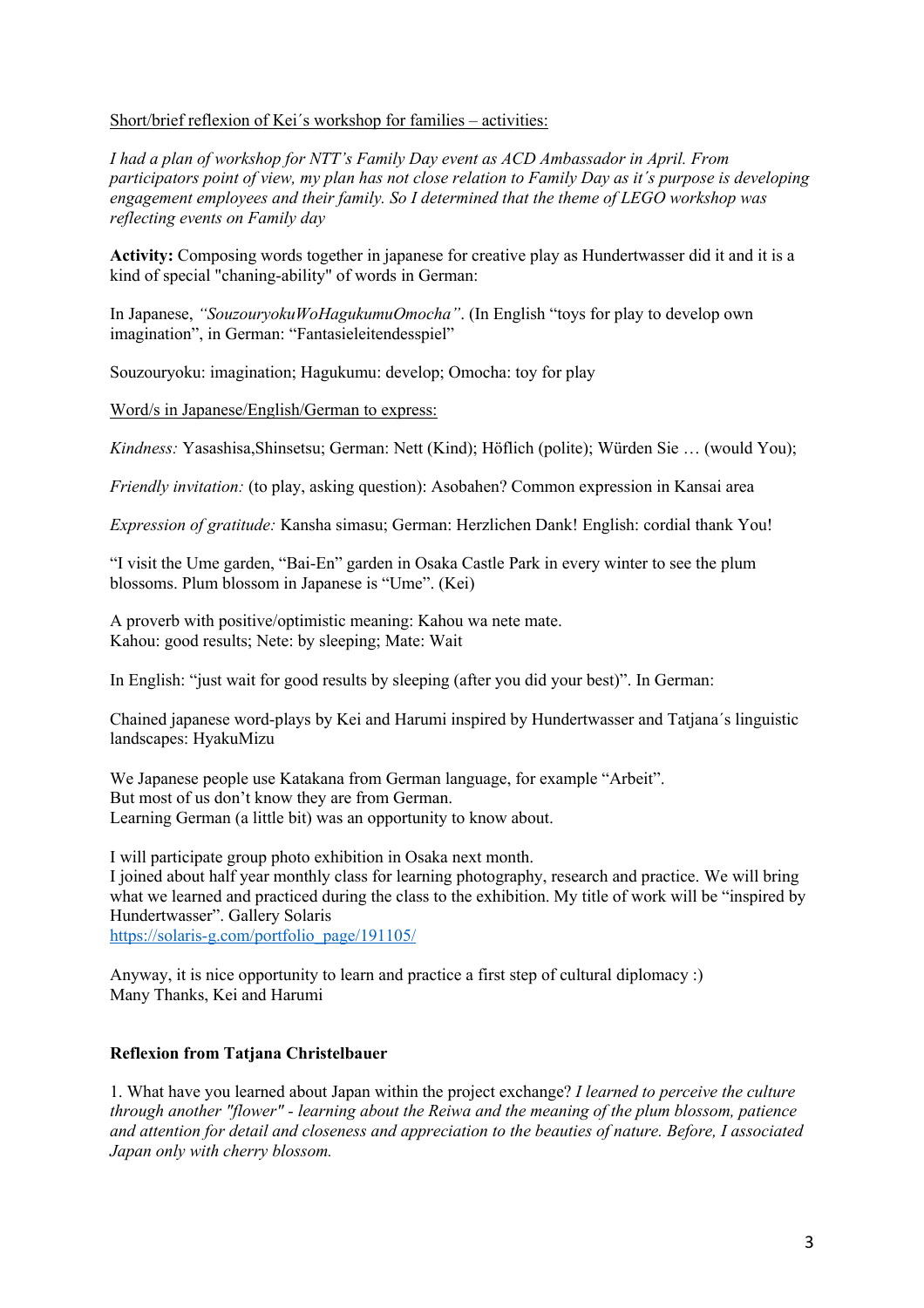Short/brief reflexion of Kei´s workshop for families – activities:

*I had a plan of workshop for NTT's Family Day event as ACD Ambassador in April. From participators point of view, my plan has not close relation to Family Day as it´s purpose is developing engagement employees and their family. So I determined that the theme of LEGO workshop was reflecting events on Family day*

**Activity:** Composing words together in japanese for creative play as Hundertwasser did it and it is a kind of special "chaning-ability" of words in German:

In Japanese, *"SouzouryokuWoHagukumuOmocha"*. (In English "toys for play to develop own imagination", in German: "Fantasieleitendesspiel"

Souzouryoku: imagination; Hagukumu: develop; Omocha: toy for play

Word/s in Japanese/English/German to express:

*Kindness:* Yasashisa,Shinsetsu; German: Nett (Kind); Höflich (polite); Würden Sie … (would You);

*Friendly invitation:* (to play, asking question): Asobahen? Common expression in Kansai area

*Expression of gratitude:* Kansha simasu; German: Herzlichen Dank! English: cordial thank You!

"I visit the Ume garden, "Bai-En" garden in Osaka Castle Park in every winter to see the plum blossoms. Plum blossom in Japanese is "Ume". (Kei)

A proverb with positive/optimistic meaning: Kahou wa nete mate.
Kahou: good results; Nete: by sleeping; Mate: Wait

In English: "just wait for good results by sleeping (after you did your best)". In German:

Chained japanese word-plays by Kei and Harumi inspired by Hundertwasser and Tatjana´s linguistic landscapes: HyakuMizu

We Japanese people use Katakana from German language, for example "Arbeit".
But most of us don't know they are from German.
Learning German (a little bit) was an opportunity to know about.

I will participate group photo exhibition in Osaka next month.
I joined about half year monthly class for learning photography, research and practice. We will bring what we learned and practiced during the class to the exhibition. My title of work will be "inspired by Hundertwasser". Gallery Solaris
[https://solaris-g.com/portfolio_page/191105/](https://solaris-g.com/portfolio_page/191105/)

Anyway, it is nice opportunity to learn and practice a first step of cultural diplomacy :)
Many Thanks, Kei and Harumi

**Reflexion from Tatjana Christelbauer**

1. What have you learned about Japan within the project exchange? *I learned to perceive the culture through another "flower" - learning about the Reiwa and the meaning of the plum blossom, patience and attention for detail and closeness and appreciation to the beauties of nature. Before, I associated Japan only with cherry blossom.*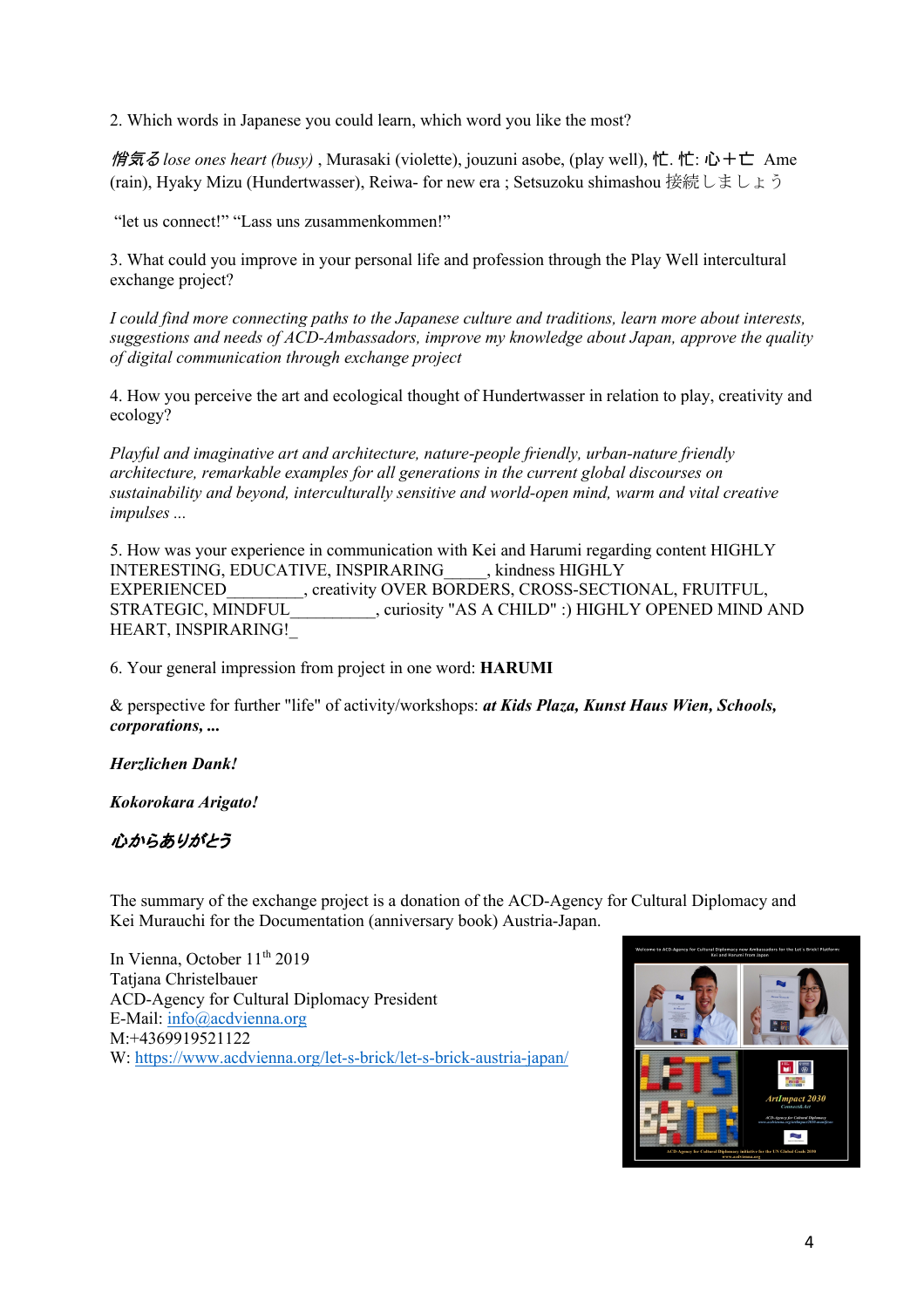2. Which words in Japanese you could learn, which word you like the most?

*悄気る lose ones heart (busy)* , Murasaki (violette), jouzuni asobe, (play well), 忙. 忙: 心+亡  Ame (rain), Hyaky Mizu (Hundertwasser), Reiwa- for new era ; Setsuzoku shimashou 接続しましょう

"let us connect!" "Lass uns zusammenkommen!"

3. What could you improve in your personal life and profession through the Play Well intercultural exchange project?

*I could find more connecting paths to the Japanese culture and traditions, learn more about interests, suggestions and needs of ACD-Ambassadors, improve my knowledge about Japan, approve the quality of digital communication through exchange project*

4. How you perceive the art and ecological thought of Hundertwasser in relation to play, creativity and ecology?

*Playful and imaginative art and architecture, nature-people friendly, urban-nature friendly architecture, remarkable examples for all generations in the current global discourses on sustainability and beyond, interculturally sensitive and world-open mind, warm and vital creative impulses ...*

5. How was your experience in communication with Kei and Harumi regarding content HIGHLY INTERESTING, EDUCATIVE, INSPIRARING_____, kindness HIGHLY EXPERIENCED_________, creativity OVER BORDERS, CROSS-SECTIONAL, FRUITFUL, STRATEGIC, MINDFUL_________, curiosity "AS A CHILD" :) HIGHLY OPENED MIND AND HEART, INSPIRARING!_

6. Your general impression from project in one word: **HARUMI**

& perspective for further "life" of activity/workshops: ***at Kids Plaza, Kunst Haus Wien, Schools, corporations, ...***

***Herzlichen Dank!***

***Kokorokara Arigato!***

***心からありがとう***

The summary of the exchange project is a donation of the ACD-Agency for Cultural Diplomacy and Kei Murauchi for the Documentation (anniversary book) Austria-Japan.

In Vienna, October 11th 2019
Tatjana Christelbauer
ACD-Agency for Cultural Diplomacy President
E-Mail: info@acdvienna.org
M:+4369919521122
W: https://www.acdvienna.org/let-s-brick/let-s-brick-austria-japan/